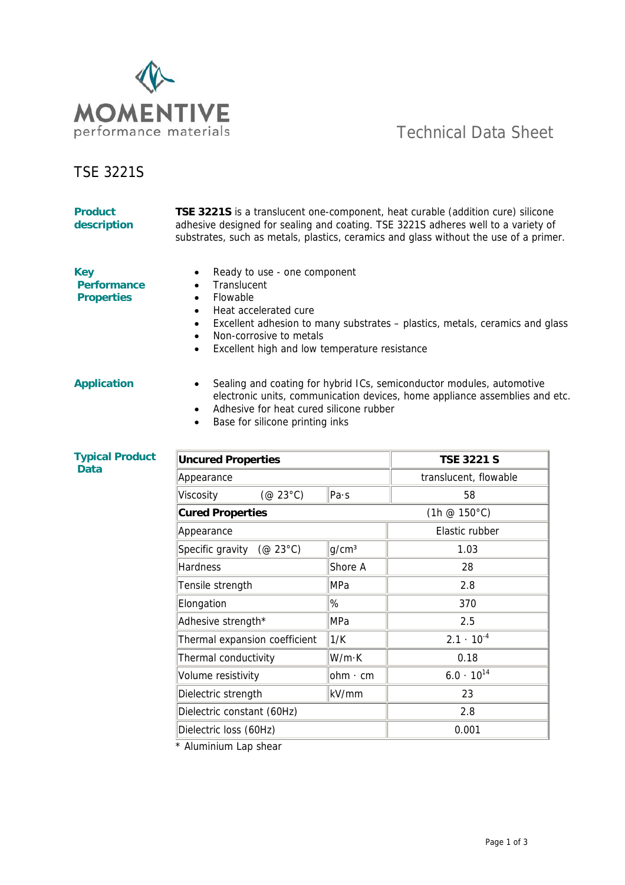MOMENTIVE performance materials

Technical Data Sheet

# TSE 3221S

## Product description

**TSE 3221S** is a translucent one-component, heat curable (addition cure) silicone adhesive designed for sealing and coating. TSE 3221S adheres well to a variety of substrates, such as metals, plastics, ceramics and glass without the use of a primer.

## Key Performance Properties

- Ready to use - one component
- Translucent
- Flowable
- Heat accelerated cure
- Excellent adhesion to many substrates – plastics, metals, ceramics and glass
- Non-corrosive to metals
- Excellent high and low temperature resistance

## Application

- Sealing and coating for hybrid ICs, semiconductor modules, automotive electronic units, communication devices, home appliance assemblies and etc.
- Adhesive for heat cured silicone rubber
- Base for silicone printing inks

## Typical Product Data

| **Uncured Properties** | | **TSE 3221 S** |
|---|---|---|
| Appearance | | translucent, flowable |
| Viscosity (@ 23°C) | Pa·s | 58 |
| **Cured Properties** | | (1h @ 150°C) |
| Appearance | | Elastic rubber |
| Specific gravity (@ 23°C) | g/cm³ | 1.03 |
| Hardness | Shore A | 28 |
| Tensile strength | MPa | 2.8 |
| Elongation | % | 370 |
| Adhesive strength* | MPa | 2.5 |
| Thermal expansion coefficient | 1/K | $2.1 \cdot 10^{-4}$ |
| Thermal conductivity | W/m·K | 0.18 |
| Volume resistivity | ohm · cm | $6.0 \cdot 10^{14}$ |
| Dielectric strength | kV/mm | 23 |
| Dielectric constant (60Hz) | | 2.8 |
| Dielectric loss (60Hz) | | 0.001 |

* Aluminium Lap shear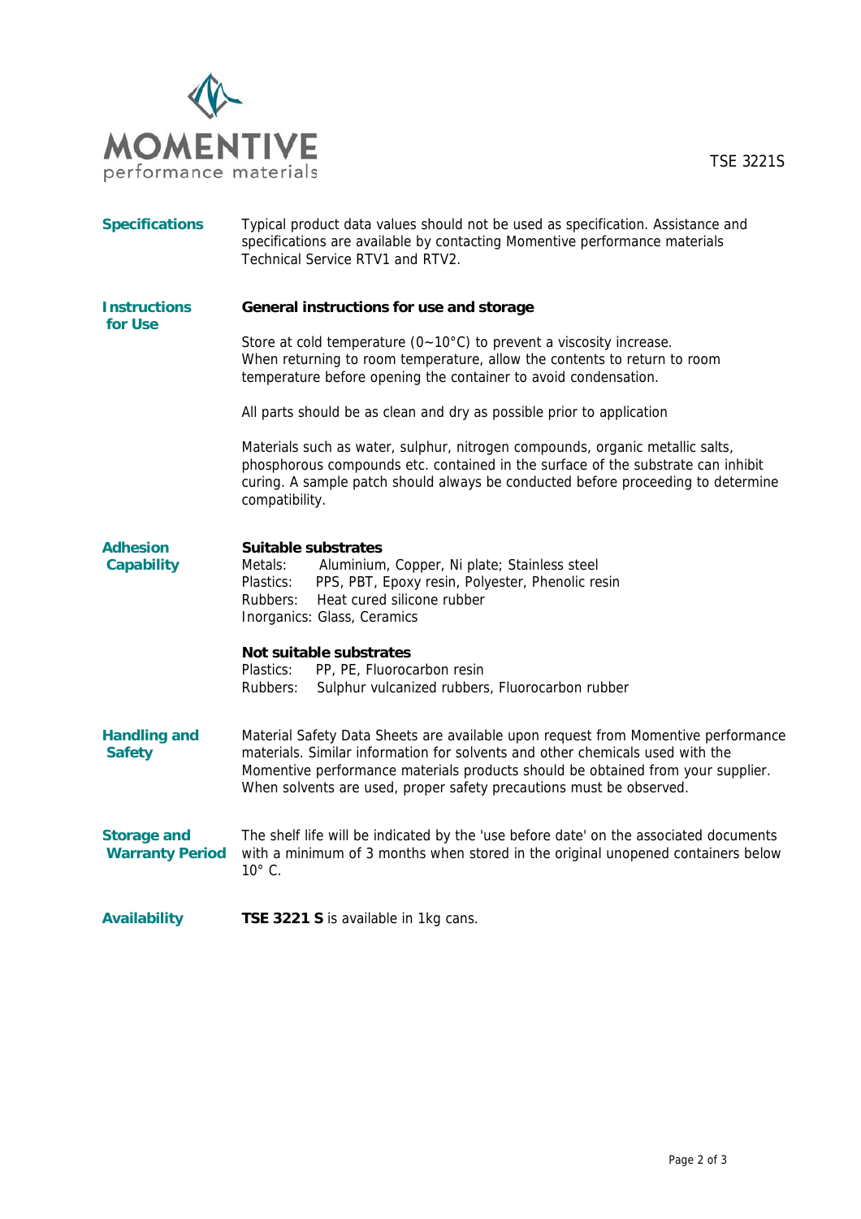TSE 3221S

## Specifications

Typical product data values should not be used as specification. Assistance and specifications are available by contacting Momentive performance materials Technical Service RTV1 and RTV2.

## Instructions for Use

**General instructions for use and storage**

Store at cold temperature (0~10°C) to prevent a viscosity increase.
When returning to room temperature, allow the contents to return to room temperature before opening the container to avoid condensation.

All parts should be as clean and dry as possible prior to application

Materials such as water, sulphur, nitrogen compounds, organic metallic salts, phosphorous compounds etc. contained in the surface of the substrate can inhibit curing. A sample patch should always be conducted before proceeding to determine compatibility.

## Adhesion Capability

**Suitable substrates**

Metals: Aluminium, Copper, Ni plate; Stainless steel
Plastics: PPS, PBT, Epoxy resin, Polyester, Phenolic resin
Rubbers: Heat cured silicone rubber
Inorganics: Glass, Ceramics

**Not suitable substrates**

Plastics: PP, PE, Fluorocarbon resin
Rubbers: Sulphur vulcanized rubbers, Fluorocarbon rubber

## Handling and Safety

Material Safety Data Sheets are available upon request from Momentive performance materials. Similar information for solvents and other chemicals used with the Momentive performance materials products should be obtained from your supplier. When solvents are used, proper safety precautions must be observed.

## Storage and Warranty Period

The shelf life will be indicated by the 'use before date' on the associated documents with a minimum of 3 months when stored in the original unopened containers below 10° C.

## Availability

**TSE 3221 S** is available in 1kg cans.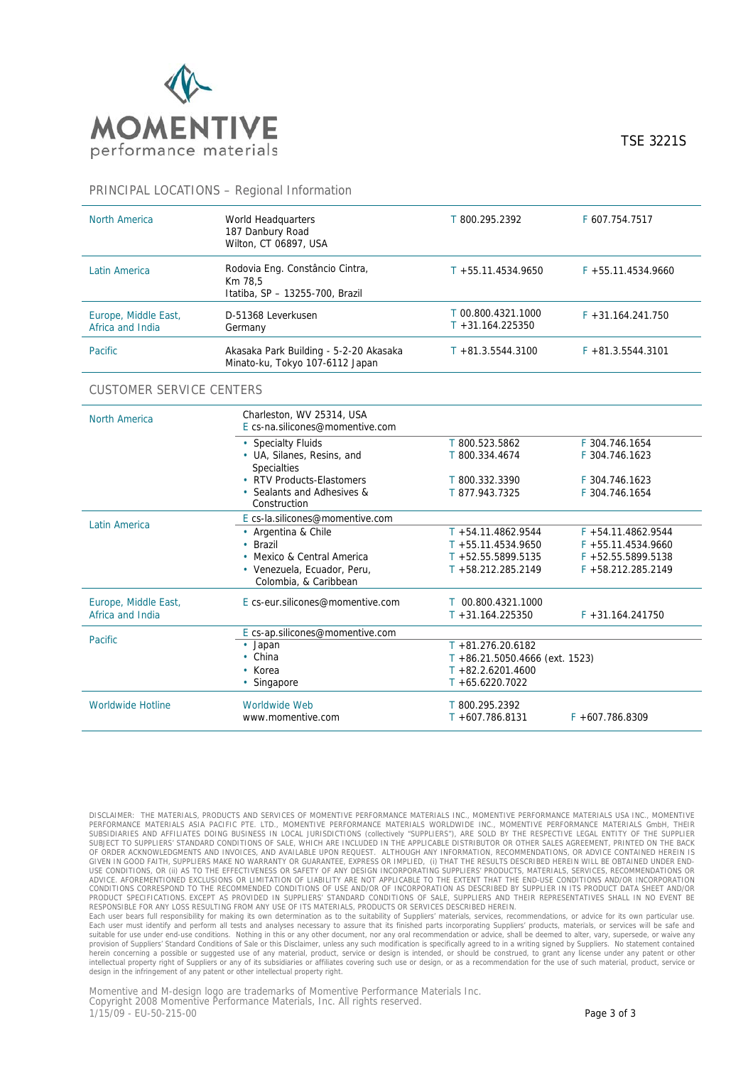MOMENTIVE
performance materials

TSE 3221S

## PRINCIPAL LOCATIONS – Regional Information

| | | | |
|---|---|---|---|
| North America | World Headquarters<br>187 Danbury Road<br>Wilton, CT 06897, USA | T 800.295.2392 | F 607.754.7517 |
| Latin America | Rodovia Eng. Constâncio Cintra, Km 78,5<br>Itatiba, SP – 13255-700, Brazil | T +55.11.4534.9650 | F +55.11.4534.9660 |
| Europe, Middle East, Africa and India | D-51368 Leverkusen<br>Germany | T 00.800.4321.1000<br>T +31.164.225350 | F +31.164.241.750 |
| Pacific | Akasaka Park Building - 5-2-20 Akasaka<br>Minato-ku, Tokyo 107-6112 Japan | T +81.3.5544.3100 | F +81.3.5544.3101 |

## CUSTOMER SERVICE CENTERS

| | | | |
|---|---|---|---|
| North America | Charleston, WV 25314, USA<br>E cs-na.silicones@momentive.com | | |
| | • Specialty Fluids | T 800.523.5862 | F 304.746.1654 |
| | • UA, Silanes, Resins, and Specialties | T 800.334.4674 | F 304.746.1623 |
| | • RTV Products-Elastomers | T 800.332.3390 | F 304.746.1623 |
| | • Sealants and Adhesives & Construction | T 877.943.7325 | F 304.746.1654 |
| Latin America | E cs-la.silicones@momentive.com | | |
| | • Argentina & Chile | T +54.11.4862.9544 | F +54.11.4862.9544 |
| | • Brazil | T +55.11.4534.9650 | F +55.11.4534.9660 |
| | • Mexico & Central America | T +52.55.5899.5135 | F +52.55.5899.5138 |
| | • Venezuela, Ecuador, Peru, Colombia, & Caribbean | T +58.212.285.2149 | F +58.212.285.2149 |
| Europe, Middle East, Africa and India | E cs-eur.silicones@momentive.com | T 00.800.4321.1000<br>T +31.164.225350 | F +31.164.241750 |
| Pacific | E cs-ap.silicones@momentive.com | | |
| | • Japan | T +81.276.20.6182 | |
| | • China | T +86.21.5050.4666 (ext. 1523) | |
| | • Korea | T +82.2.6201.4600 | |
| | • Singapore | T +65.6220.7022 | |
| Worldwide Hotline | Worldwide Web<br>www.momentive.com | T 800.295.2392<br>T +607.786.8131 | F +607.786.8309 |

DISCLAIMER: THE MATERIALS, PRODUCTS AND SERVICES OF MOMENTIVE PERFORMANCE MATERIALS INC., MOMENTIVE PERFORMANCE MATERIALS USA INC., MOMENTIVE PERFORMANCE MATERIALS ASIA PACIFIC PTE. LTD., MOMENTIVE PERFORMANCE MATERIALS WORLDWIDE INC., MOMENTIVE PERFORMANCE MATERIALS GmbH, THEIR SUBSIDIARIES AND AFFILIATES DOING BUSINESS IN LOCAL JURISDICTIONS (collectively "SUPPLIERS"), ARE SOLD BY THE RESPECTIVE LEGAL ENTITY OF THE SUPPLIER SUBJECT TO SUPPLIERS' STANDARD CONDITIONS OF SALE, WHICH ARE INCLUDED IN THE APPLICABLE DISTRIBUTOR OR OTHER SALES AGREEMENT, PRINTED ON THE BACK OF ORDER ACKNOWLEDGMENTS AND INVOICES, AND AVAILABLE UPON REQUEST. ALTHOUGH ANY INFORMATION, RECOMMENDATIONS, OR ADVICE CONTAINED HEREIN IS GIVEN IN GOOD FAITH, SUPPLIERS MAKE NO WARRANTY OR GUARANTEE, EXPRESS OR IMPLIED, (i) THAT THE RESULTS DESCRIBED HEREIN WILL BE OBTAINED UNDER END-USE CONDITIONS, OR (ii) AS TO THE EFFECTIVENESS OR SAFETY OF ANY DESIGN INCORPORATING SUPPLIERS' PRODUCTS, MATERIALS, SERVICES, RECOMMENDATIONS OR ADVICE. AFOREMENTIONED EXCLUSIONS OR LIMITATION OF LIABILITY ARE NOT APPLICABLE TO THE EXTENT THAT THE END-USE CONDITIONS AND/OR INCORPORATION CONDITIONS CORRESPOND TO THE RECOMMENDED CONDITIONS OF USE AND/OR OF INCORPORATION AS DESCRIBED BY SUPPLIER IN ITS PRODUCT DATA SHEET AND/OR PRODUCT SPECIFICATIONS. EXCEPT AS PROVIDED IN SUPPLIERS' STANDARD CONDITIONS OF SALE, SUPPLIERS AND THEIR REPRESENTATIVES SHALL IN NO EVENT BE RESPONSIBLE FOR ANY LOSS RESULTING FROM ANY USE OF ITS MATERIALS, PRODUCTS OR SERVICES DESCRIBED HEREIN.
Each user bears full responsibility for making its own determination as to the suitability of Suppliers' materials, services, recommendations, or advice for its own particular use. Each user must identify and perform all tests and analyses necessary to assure that its finished parts incorporating Suppliers' products, materials, or services will be safe and suitable for use under end-use conditions. Nothing in this or any other document, nor any oral recommendation or advice, shall be deemed to alter, vary, supersede, or waive any provision of Suppliers' Standard Conditions of Sale or this Disclaimer, unless any such modification is specifically agreed to in a writing signed by Suppliers. No statement contained herein concerning a possible or suggested use of any material, product, service or design is intended, or should be construed, to grant any license under any patent or other intellectual property right of Suppliers or any of its subsidiaries or affiliates covering such use or design, or as a recommendation for the use of such material, product, service or design in the infringement of any patent or other intellectual property right.

Momentive and M-design logo are trademarks of Momentive Performance Materials Inc.
Copyright 2008 Momentive Performance Materials, Inc. All rights reserved.
1/15/09 - EU-50-215-00